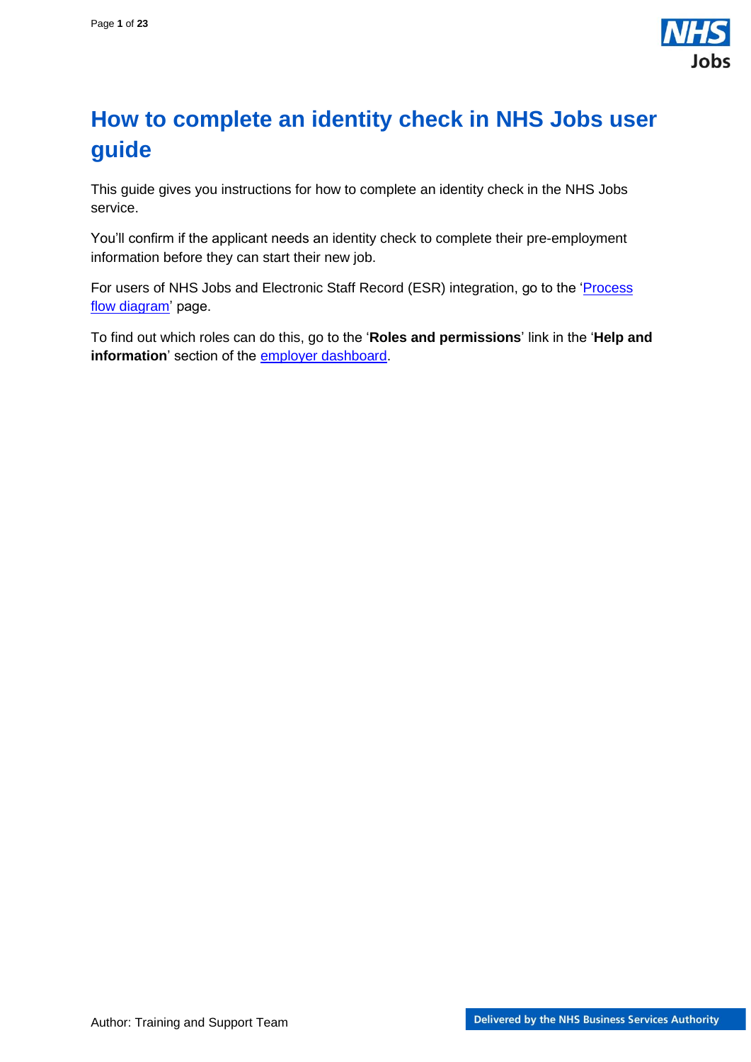# How to complete an identity check in NHS Jobs user guide

This guide gives you instructions for how to complete an identity check in the NHS Jobs service.

You'll confirm if the applicant needs an identity check to complete their pre-employment information before they can start their new job.

For users of NHS Jobs and Electronic Staff Record (ESR) integration, go to the 'Process flow diagram' page.

To find out which roles can do this, go to the '**Roles and permissions**' link in the '**Help and information**' section of the employer dashboard.

Author: Training and Support Team

Delivered by the NHS Business Services Authority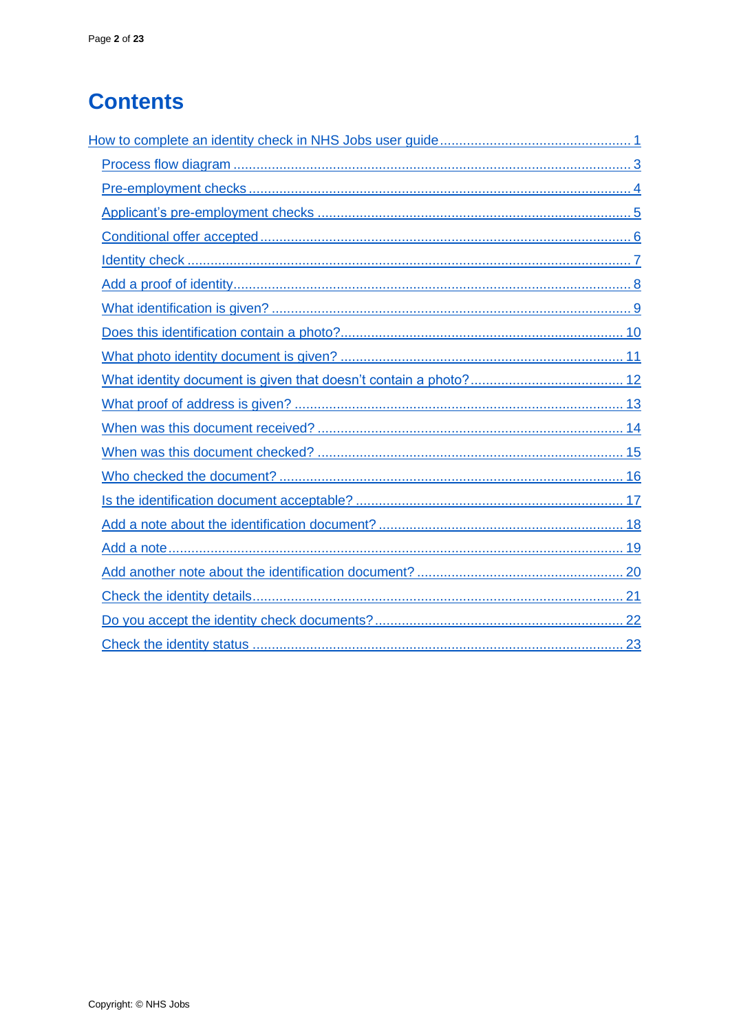# Contents

How to complete an identity check in NHS Jobs user guide ........................................... 1

- Process flow diagram ........................................................................................ 3
- Pre-employment checks ..................................................................................... 4
- Applicant's pre-employment checks ................................................................... 5
- Conditional offer accepted ................................................................................. 6
- Identity check .................................................................................................... 7
- Add a proof of identity ....................................................................................... 8
- What identification is given? .............................................................................. 9
- Does this identification contain a photo? ............................................................ 10
- What photo identity document is given? ............................................................ 11
- What identity document is given that doesn't contain a photo? .......................... 12
- What proof of address is given? ........................................................................ 13
- When was this document received? .................................................................. 14
- When was this document checked? .................................................................. 15
- Who checked the document? ............................................................................ 16
- Is the identification document acceptable? ........................................................ 17
- Add a note about the identification document? .................................................. 18
- Add a note ........................................................................................................ 19
- Add another note about the identification document? ........................................ 20
- Check the identity details .................................................................................. 21
- Do you accept the identity check documents? .................................................... 22
- Check the identity status ................................................................................... 23

Copyright: © NHS Jobs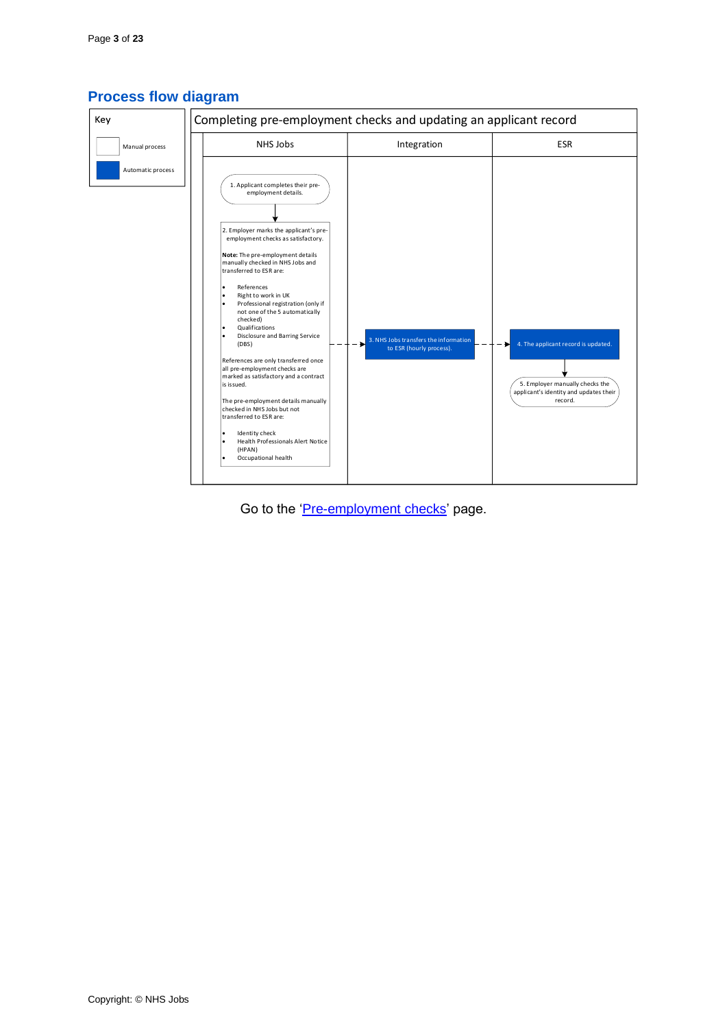## Process flow diagram

Key

- Manual process
- Automatic process

**Completing pre-employment checks and updating an applicant record**

| NHS Jobs | Integration | ESR |
| --- | --- | --- |
| 1. Applicant completes their pre-employment details. | | |
| 2. Employer marks the applicant's pre-employment checks as satisfactory.<br><br>**Note:** The pre-employment details manually checked in NHS Jobs and transferred to ESR are:<br>• References<br>• Right to work in UK<br>• Professional registration (only if not one of the 5 automatically checked)<br>• Qualifications<br>• Disclosure and Barring Service (DBS)<br><br>References are only transferred once all pre-employment checks are marked as satisfactory and a contract is issued.<br><br>The pre-employment details manually checked in NHS Jobs but not transferred to ESR are:<br>• Identity check<br>• Health Professionals Alert Notice (HPAN)<br>• Occupational health | 3. NHS Jobs transfers the information to ESR (hourly process). | 4. The applicant record is updated. |
| | | 5. Employer manually checks the applicant's identity and updates their record. |

Go to the 'Pre-employment checks' page.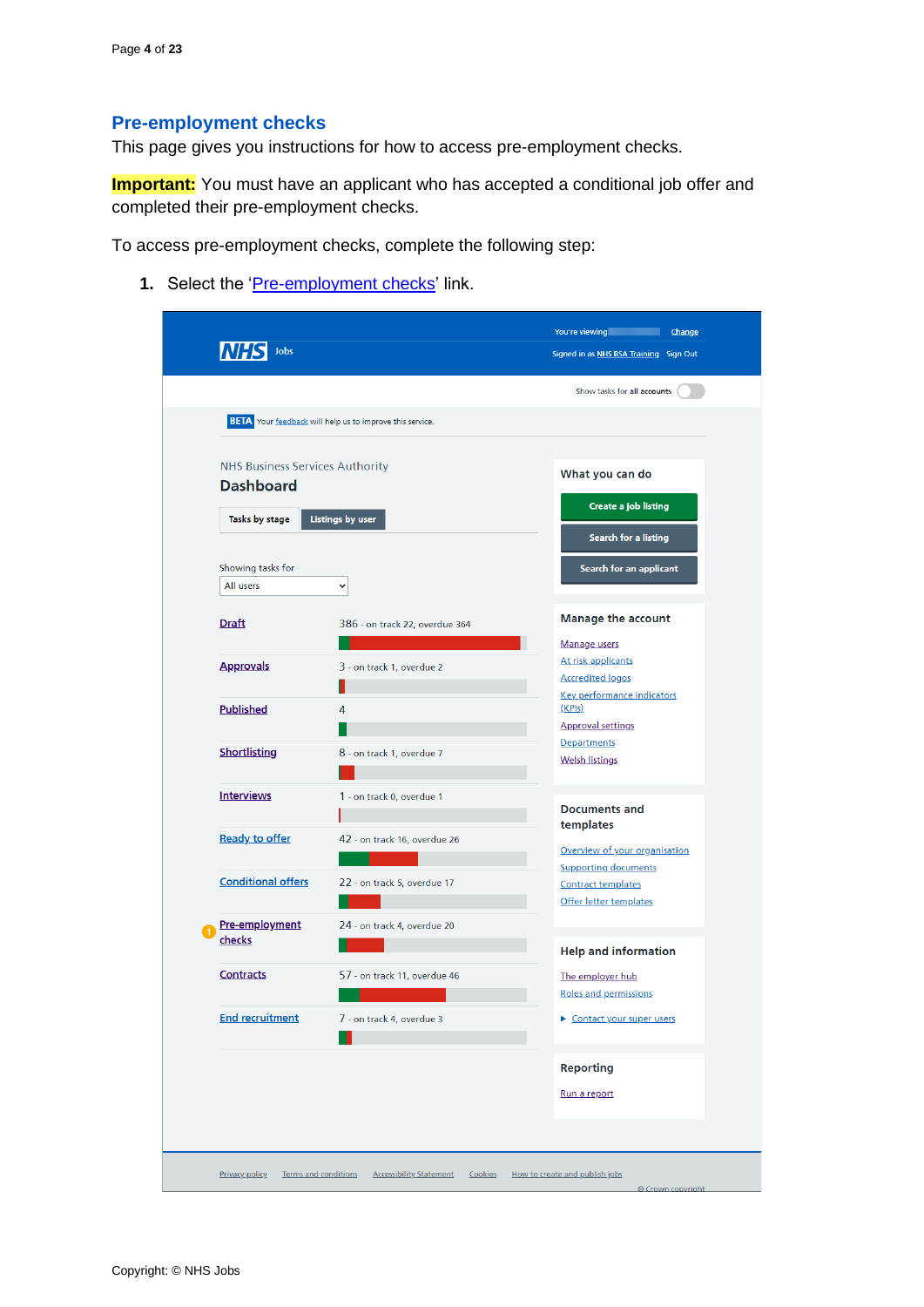## Pre-employment checks

This page gives you instructions for how to access pre-employment checks.

**Important:** You must have an applicant who has accepted a conditional job offer and completed their pre-employment checks.

To access pre-employment checks, complete the following step:

1. Select the 'Pre-employment checks' link.

Copyright: © NHS Jobs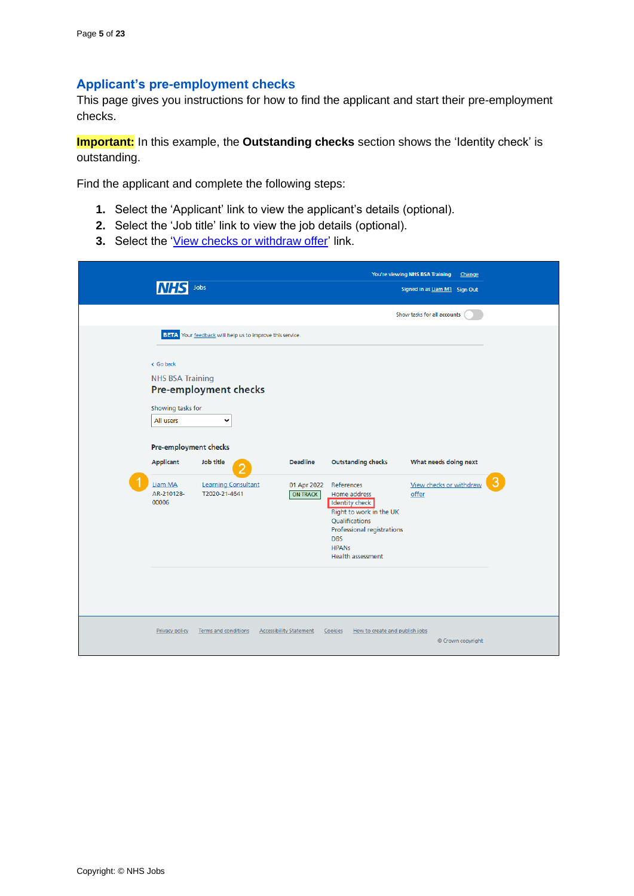## Applicant's pre-employment checks

This page gives you instructions for how to find the applicant and start their pre-employment checks.

**Important:** In this example, the **Outstanding checks** section shows the 'Identity check' is outstanding.

Find the applicant and complete the following steps:

1. Select the 'Applicant' link to view the applicant's details (optional).
2. Select the 'Job title' link to view the job details (optional).
3. Select the 'View checks or withdraw offer' link.

You're viewing NHS BSA Training Change

NHS Jobs

Signed in as Liam M1 Sign Out

Show tasks for all accounts

BETA Your feedback will help us to improve this service.

Go back

NHS BSA Training

Pre-employment checks

Showing tasks for

All users

Pre-employment checks

| Applicant | Job title | Deadline | Outstanding checks | What needs doing next |
|---|---|---|---|---|
| Liam MA AR-210128-00006 | Learning Consultant T2020-21-4641 | 01 Apr 2022 ON TRACK | References, Home address, Identity check, Right to work in the UK, Qualifications, Professional registrations, DBS, HPANs, Health assessment | View checks or withdraw offer |

Privacy policy Terms and conditions Accessibility Statement Cookies How to create and publish jobs

© Crown copyright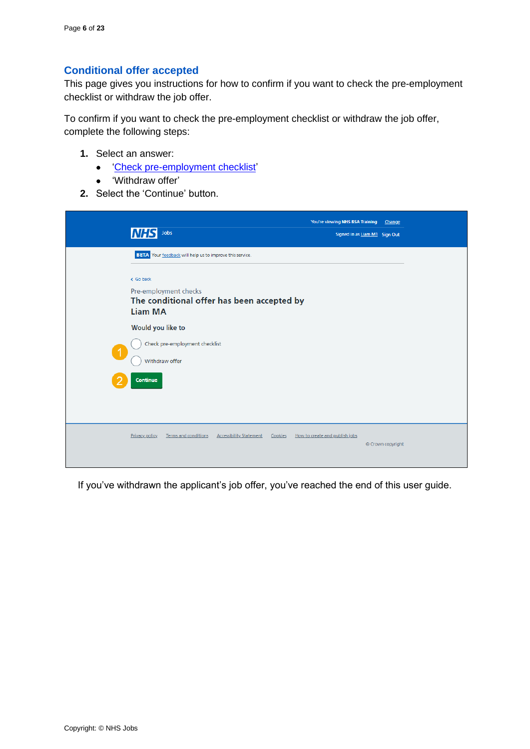## Conditional offer accepted

This page gives you instructions for how to confirm if you want to check the pre-employment checklist or withdraw the job offer.

To confirm if you want to check the pre-employment checklist or withdraw the job offer, complete the following steps:

1. Select an answer:
   - '[Check pre-employment checklist](#)'
   - 'Withdraw offer'
2. Select the 'Continue' button.

You're viewing NHS BSA Training Change

NHS Jobs

Signed in as Liam M1 Sign Out

BETA Your feedback will help us to improve this service.

‹ Go back

Pre-employment checks

**The conditional offer has been accepted by Liam MA**

Would you like to

1. ○ Check pre-employment checklist
   ○ Withdraw offer
2. Continue

Privacy policy Terms and conditions Accessibility Statement Cookies How to create and publish jobs

© Crown copyright

If you've withdrawn the applicant's job offer, you've reached the end of this user guide.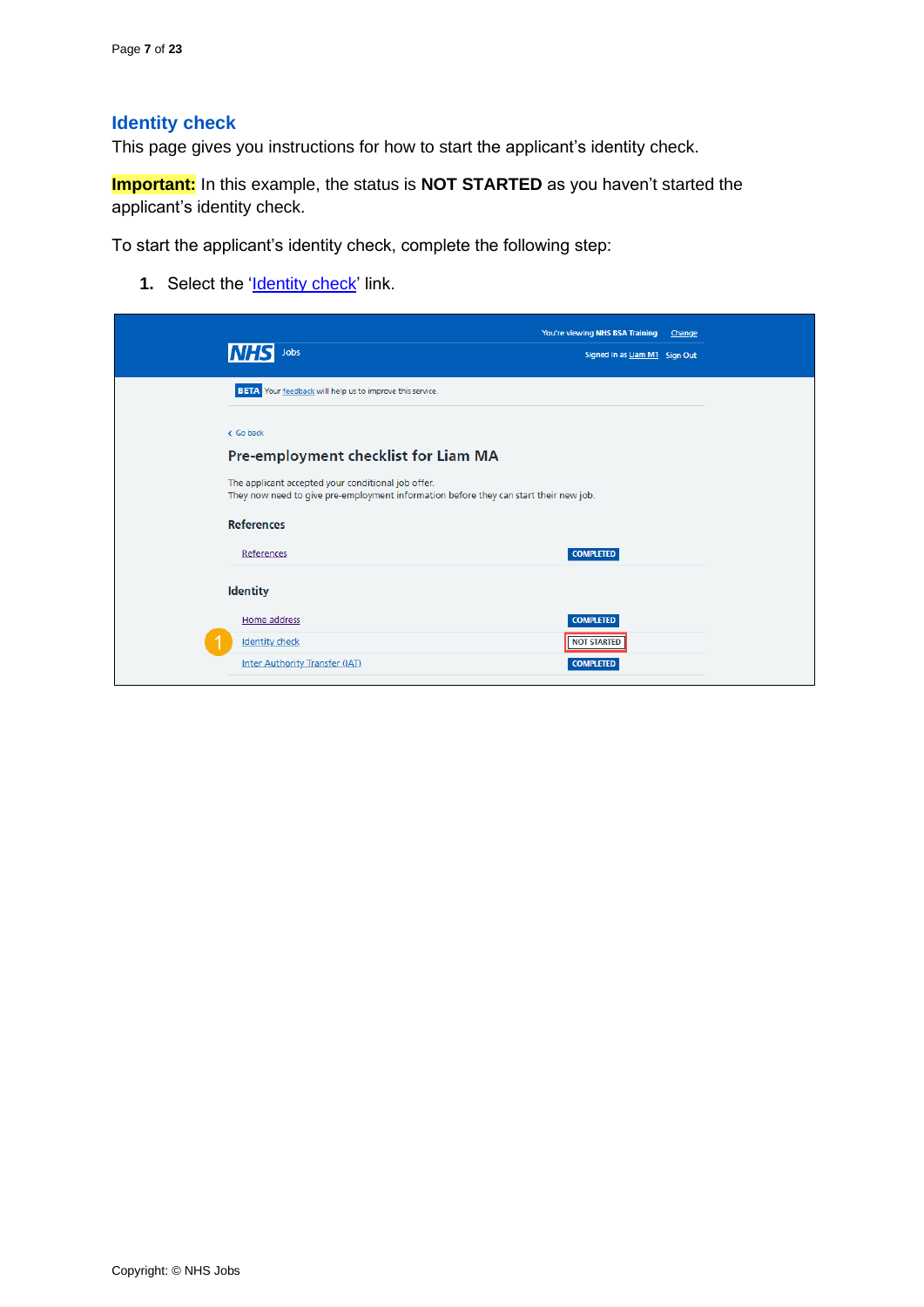## Identity check

This page gives you instructions for how to start the applicant's identity check.

**Important:** In this example, the status is **NOT STARTED** as you haven't started the applicant's identity check.

To start the applicant's identity check, complete the following step:

1. Select the 'Identity check' link.

You're viewing NHS BSA Training Change

Jobs

Signed in as Liam M1 Sign Out

BETA Your feedback will help us to improve this service.

Go back

Pre-employment checklist for Liam MA

The applicant accepted your conditional job offer.
They now need to give pre-employment information before they can start their new job.

References

| References | COMPLETED |
|---|---|

Identity

| Home address | COMPLETED |
|---|---|
| Identity check | NOT STARTED |
| Inter Authority Transfer (IAT) | COMPLETED |

Copyright: © NHS Jobs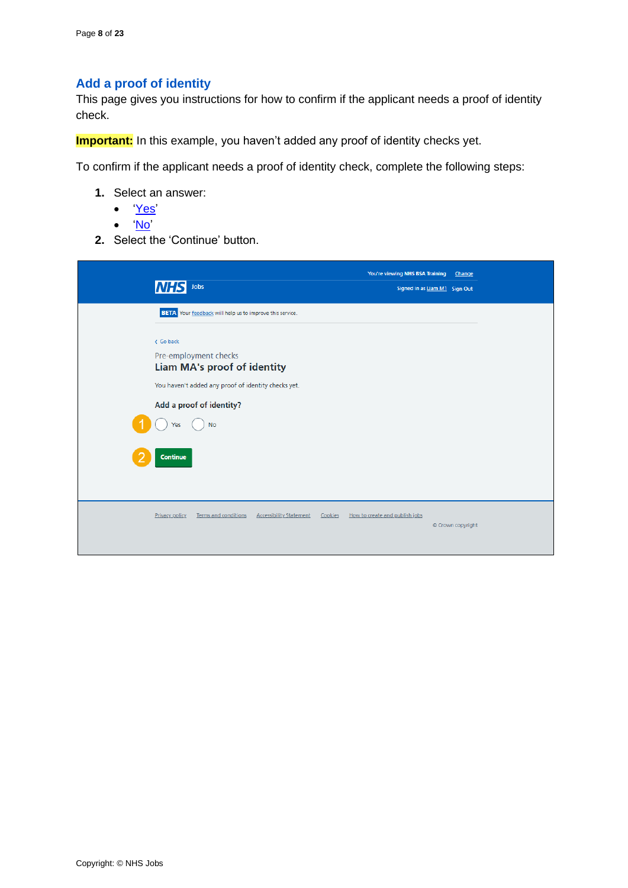## Add a proof of identity

This page gives you instructions for how to confirm if the applicant needs a proof of identity check.

**Important:** In this example, you haven't added any proof of identity checks yet.

To confirm if the applicant needs a proof of identity check, complete the following steps:

1. Select an answer:
   - 'Yes'
   - 'No'
2. Select the 'Continue' button.

You're viewing NHS BSA Training Change

NHS Jobs

Signed in as Liam M1 Sign Out

BETA Your feedback will help us to improve this service.

Go back

Pre-employment checks

Liam MA's proof of identity

You haven't added any proof of identity checks yet.

Add a proof of identity?

1 Yes No

2 Continue

Privacy policy Terms and conditions Accessibility Statement Cookies How to create and publish jobs

© Crown copyright

Copyright: © NHS Jobs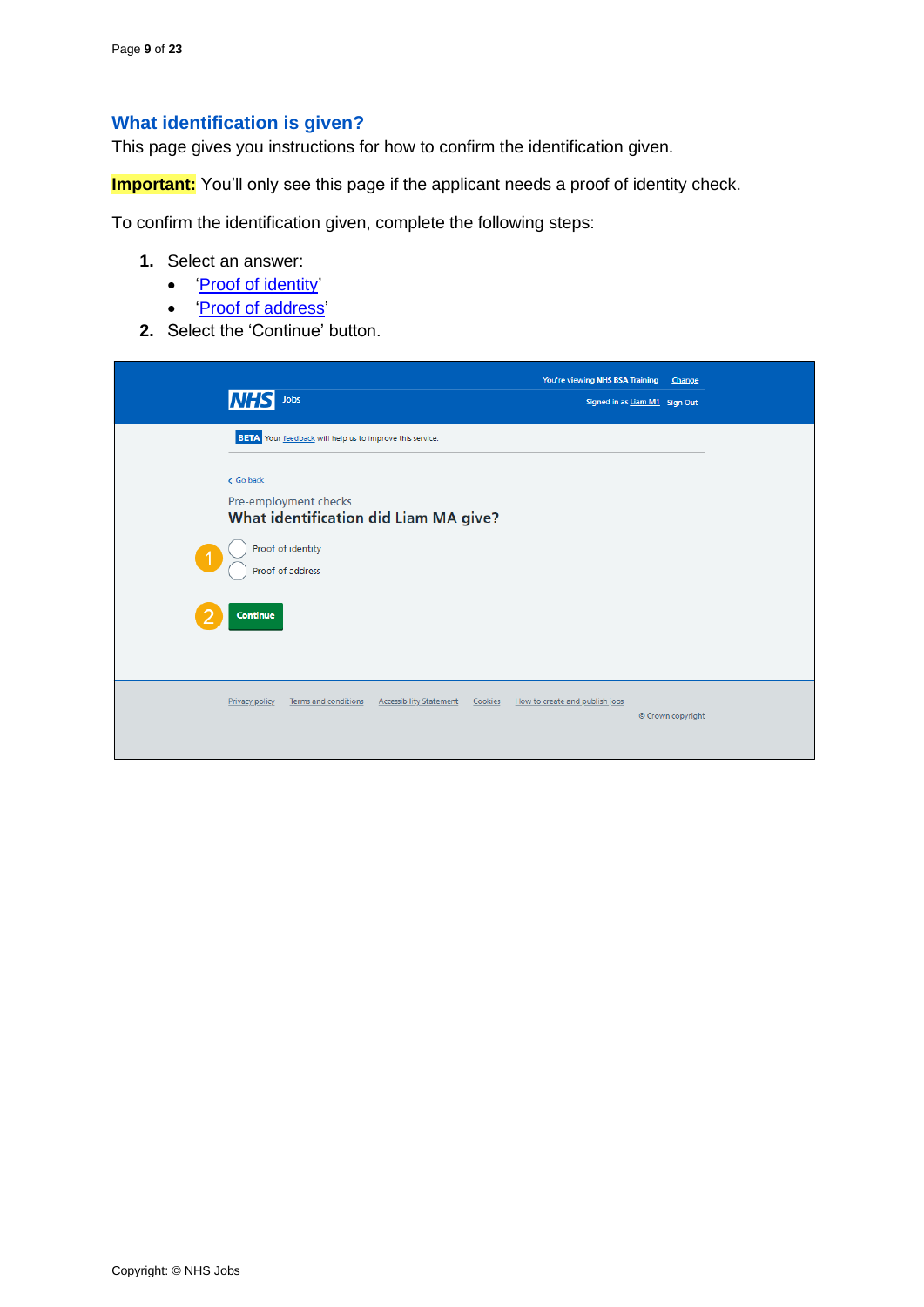## What identification is given?

This page gives you instructions for how to confirm the identification given.

**Important:** You'll only see this page if the applicant needs a proof of identity check.

To confirm the identification given, complete the following steps:

1. Select an answer:
   - '[Proof of identity](#)'
   - '[Proof of address](#)'
2. Select the 'Continue' button.

Copyright: © NHS Jobs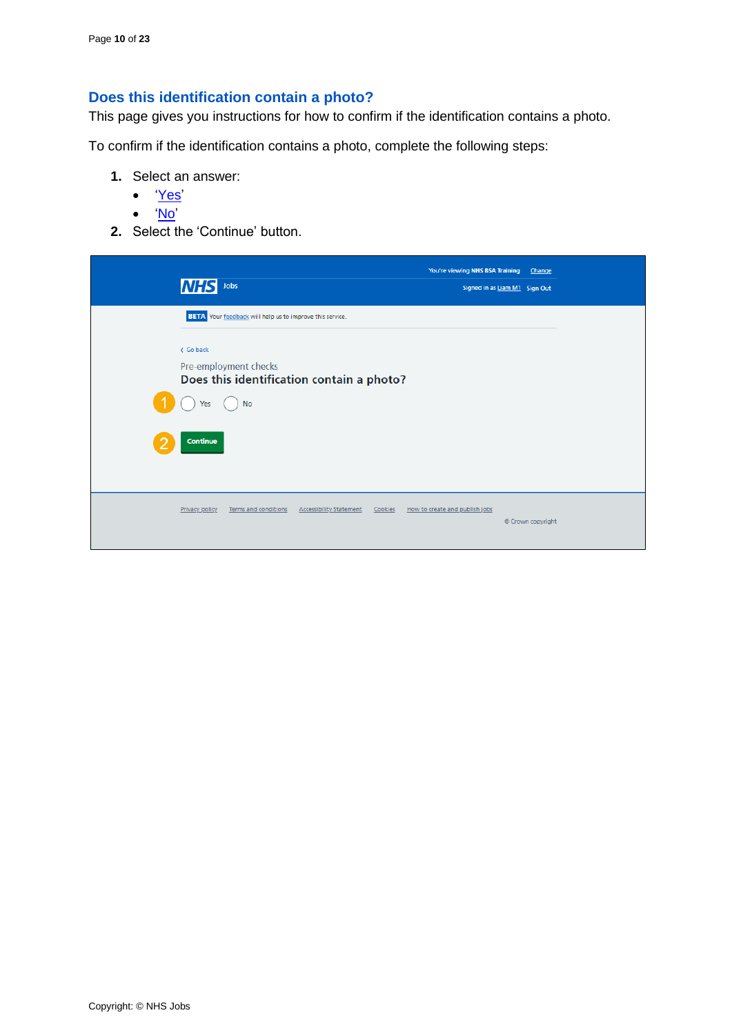## Does this identification contain a photo?

This page gives you instructions for how to confirm if the identification contains a photo.

To confirm if the identification contains a photo, complete the following steps:

1. Select an answer:
   - 'Yes'
   - 'No'
2. Select the 'Continue' button.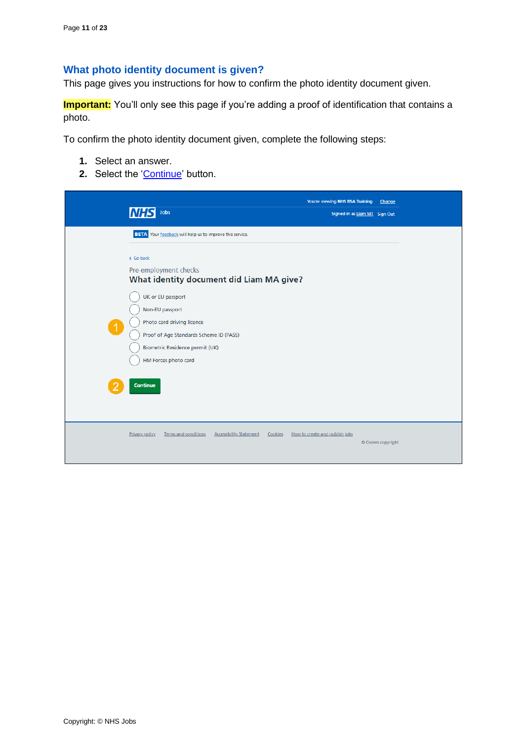## What photo identity document is given?

This page gives you instructions for how to confirm the photo identity document given.

**Important:** You'll only see this page if you're adding a proof of identification that contains a photo.

To confirm the photo identity document given, complete the following steps:

1. Select an answer.
2. Select the 'Continue' button.

You're viewing NHS BSA Training Change

NHS Jobs

Signed in as Liam M1 Sign Out

BETA Your feedback will help us to improve this service.

Go back

Pre-employment checks

**What identity document did Liam MA give?**

- UK or EU passport
- Non-EU passport
- Photo card driving licence
- Proof of Age Standards Scheme ID (PASS)
- Biometric Residence permit (UK)
- HM Forces photo card

Continue

Privacy policy Terms and conditions Accessibility Statement Cookies How to create and publish jobs

© Crown copyright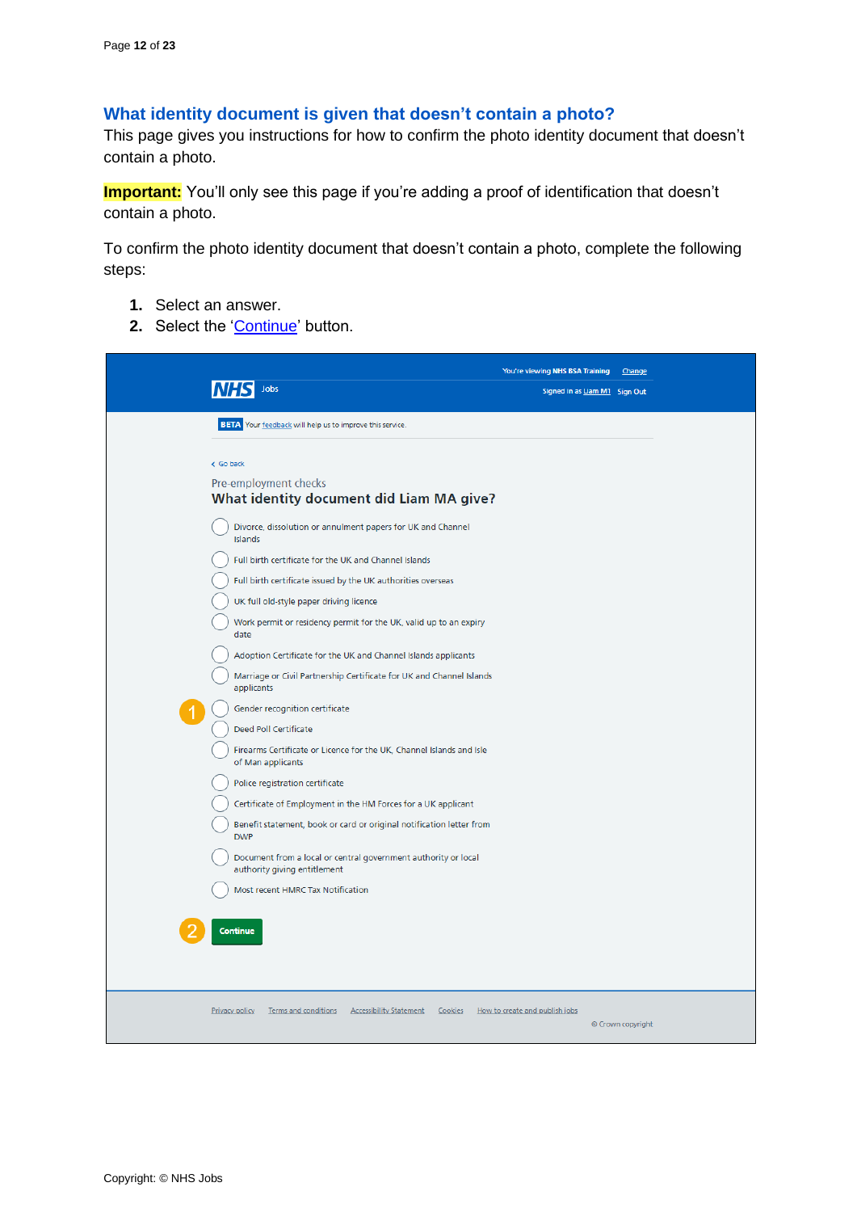## What identity document is given that doesn't contain a photo?

This page gives you instructions for how to confirm the photo identity document that doesn't contain a photo.

**Important:** You'll only see this page if you're adding a proof of identification that doesn't contain a photo.

To confirm the photo identity document that doesn't contain a photo, complete the following steps:

1. Select an answer.
2. Select the 'Continue' button.

You're viewing NHS BSA Training Change

NHS Jobs

Signed in as Liam M1 Sign Out

BETA Your feedback will help us to improve this service.

< Go back

Pre-employment checks

**What identity document did Liam MA give?**

- Divorce, dissolution or annulment papers for UK and Channel Islands
- Full birth certificate for the UK and Channel Islands
- Full birth certificate issued by the UK authorities overseas
- UK full old-style paper driving licence
- Work permit or residency permit for the UK, valid up to an expiry date
- Adoption Certificate for the UK and Channel Islands applicants
- Marriage or Civil Partnership Certificate for UK and Channel Islands applicants
- Gender recognition certificate
- Deed Poll Certificate
- Firearms Certificate or Licence for the UK, Channel Islands and Isle of Man applicants
- Police registration certificate
- Certificate of Employment in the HM Forces for a UK applicant
- Benefit statement, book or card or original notification letter from DWP
- Document from a local or central government authority or local authority giving entitlement
- Most recent HMRC Tax Notification

Continue

Privacy policy Terms and conditions Accessibility Statement Cookies How to create and publish jobs

© Crown copyright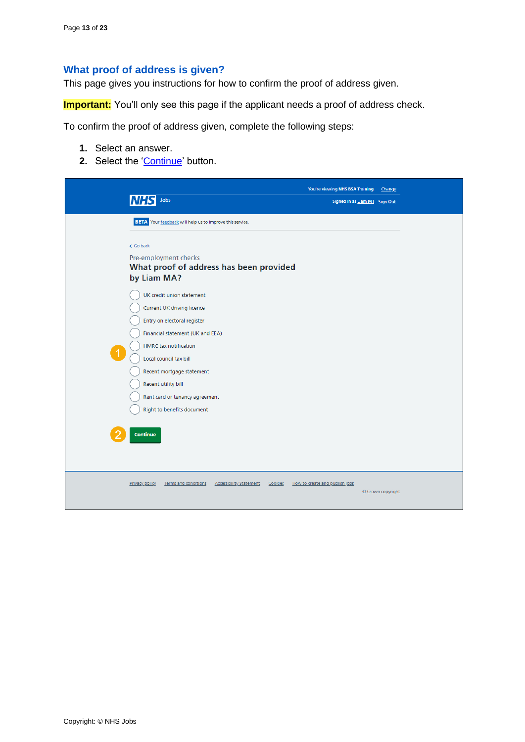## What proof of address is given?

This page gives you instructions for how to confirm the proof of address given.

**Important:** You'll only see this page if the applicant needs a proof of address check.

To confirm the proof of address given, complete the following steps:

1. Select an answer.
2. Select the 'Continue' button.

You're viewing NHS BSA Training Change

NHS Jobs

Signed in as Liam M1 Sign Out

BETA Your feedback will help us to improve this service.

Go back

Pre-employment checks

**What proof of address has been provided by Liam MA?**

- UK credit union statement
- Current UK driving licence
- Entry on electoral register
- Financial statement (UK and EEA)
- HMRC tax notification
- Local council tax bill
- Recent mortgage statement
- Recent utility bill
- Rent card or tenancy agreement
- Right to benefits document

Continue

Privacy policy Terms and conditions Accessibility Statement Cookies How to create and publish jobs

© Crown copyright

Copyright: © NHS Jobs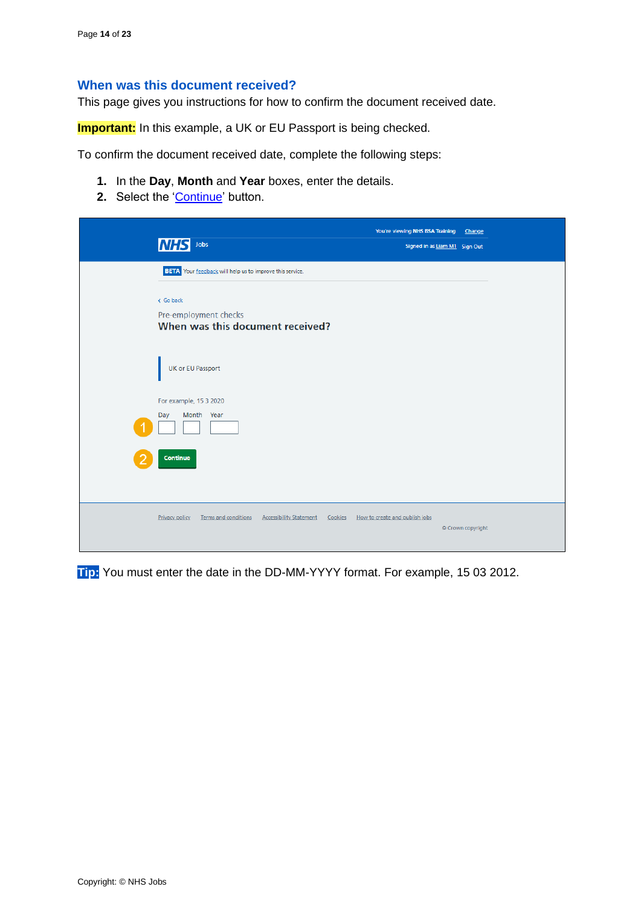## When was this document received?

This page gives you instructions for how to confirm the document received date.

**Important:** In this example, a UK or EU Passport is being checked.

To confirm the document received date, complete the following steps:

1. In the **Day**, **Month** and **Year** boxes, enter the details.
2. Select the 'Continue' button.

**Tip:** You must enter the date in the DD-MM-YYYY format. For example, 15 03 2012.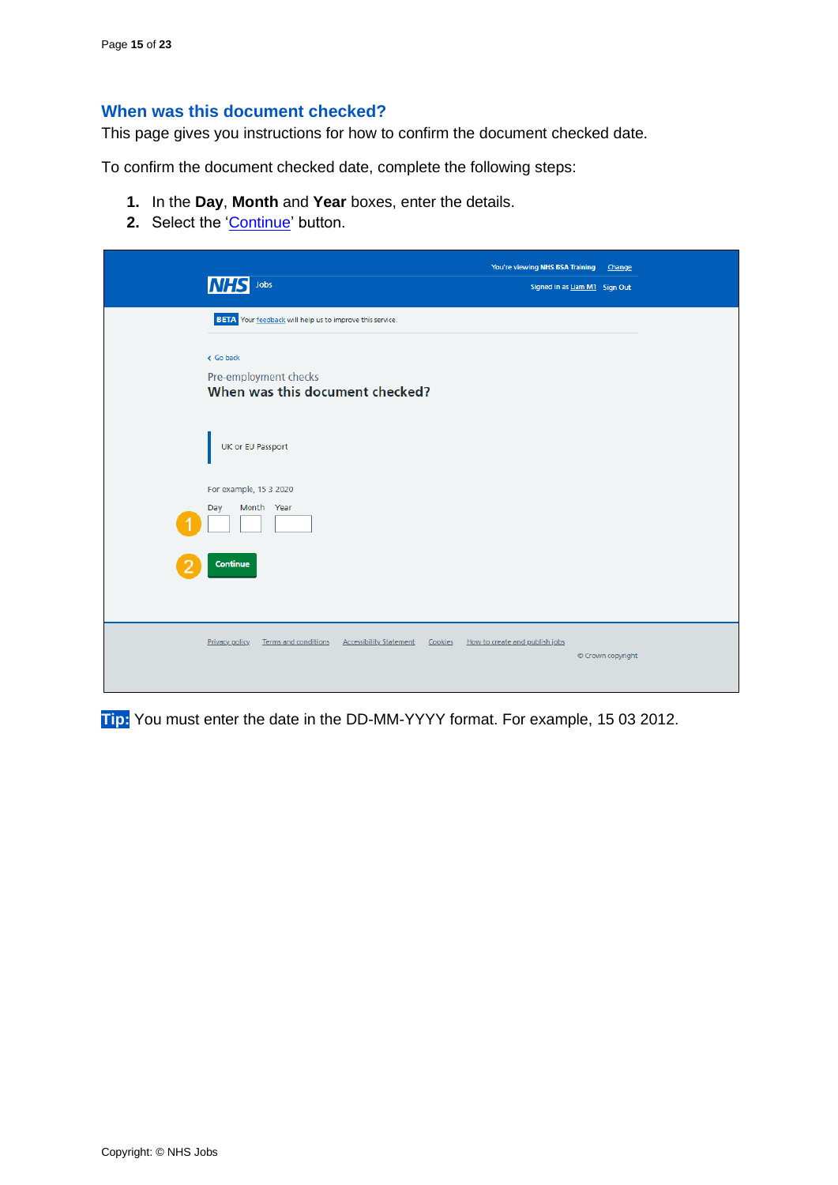## When was this document checked?

This page gives you instructions for how to confirm the document checked date.

To confirm the document checked date, complete the following steps:

1. In the **Day**, **Month** and **Year** boxes, enter the details.
2. Select the 'Continue' button.

**Tip:** You must enter the date in the DD-MM-YYYY format. For example, 15 03 2012.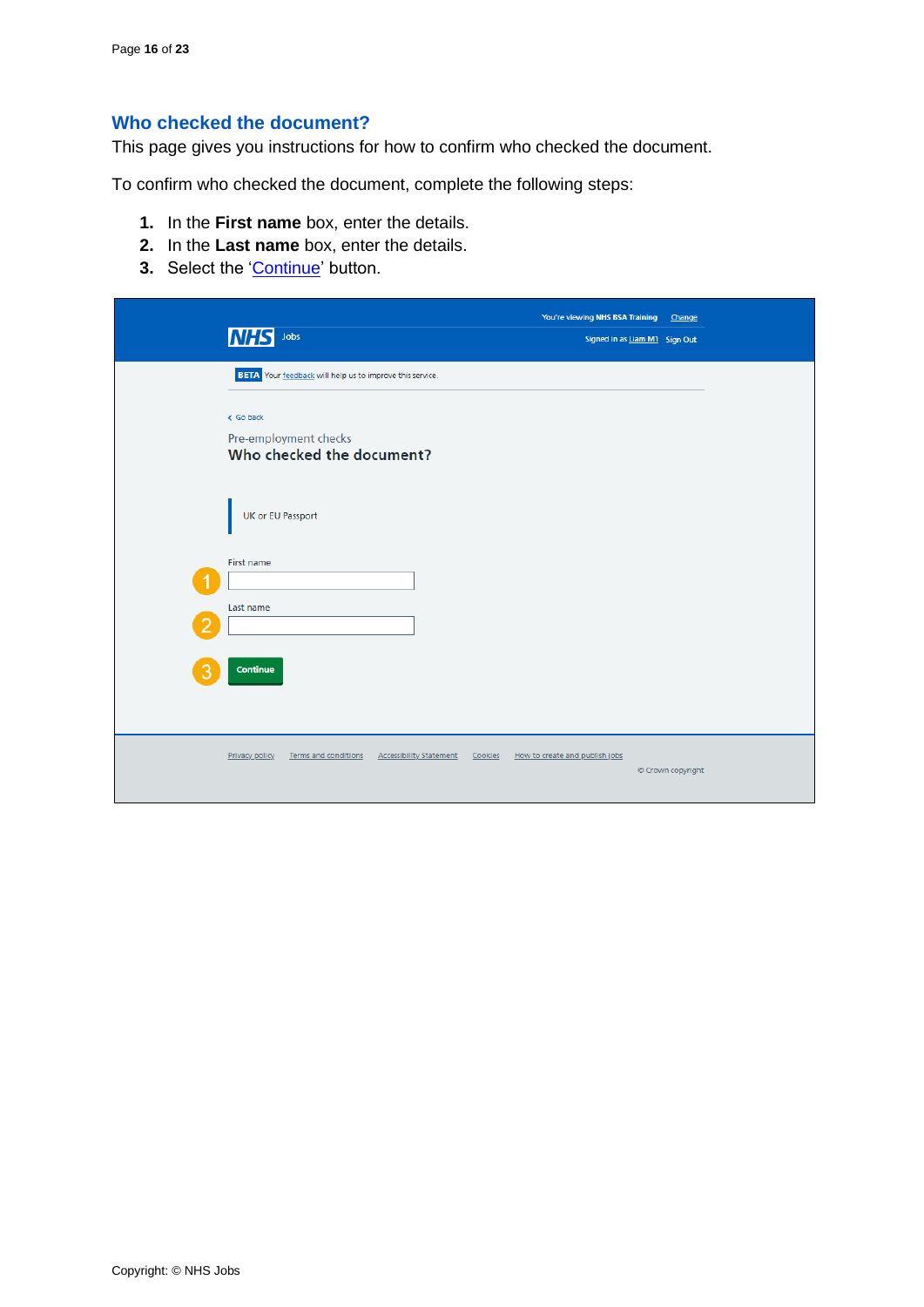## Who checked the document?

This page gives you instructions for how to confirm who checked the document.

To confirm who checked the document, complete the following steps:

1. In the **First name** box, enter the details.
2. In the **Last name** box, enter the details.
3. Select the 'Continue' button.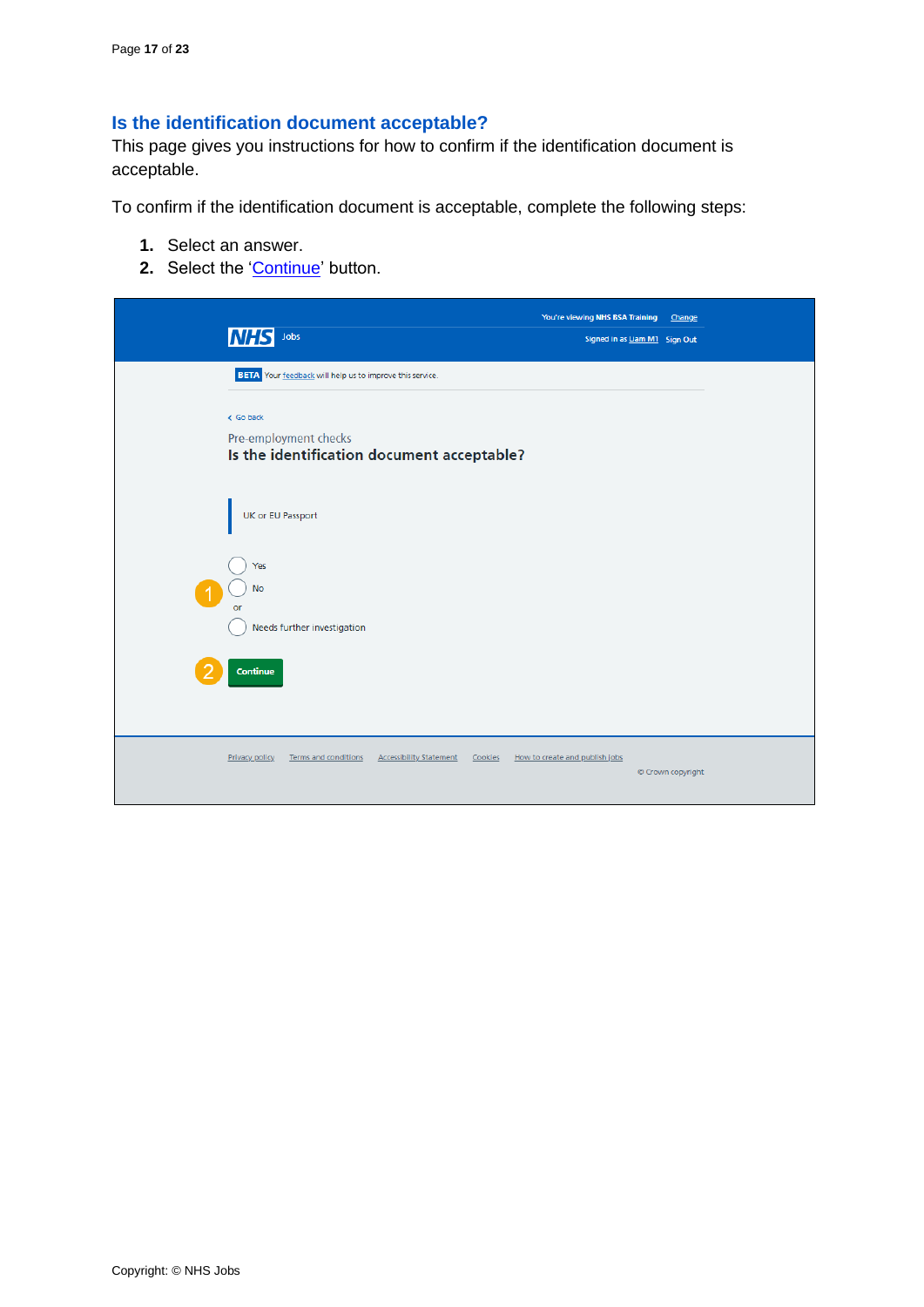## Is the identification document acceptable?

This page gives you instructions for how to confirm if the identification document is acceptable.

To confirm if the identification document is acceptable, complete the following steps:

1. Select an answer.
2. Select the 'Continue' button.

You're viewing NHS BSA Training Change

NHS Jobs

Signed in as Liam M1 Sign Out

BETA Your feedback will help us to improve this service.

< Go back

Pre-employment checks

**Is the identification document acceptable?**

UK or EU Passport

- Yes
- No

or

- Needs further investigation

Continue

Privacy policy Terms and conditions Accessibility Statement Cookies How to create and publish jobs

© Crown copyright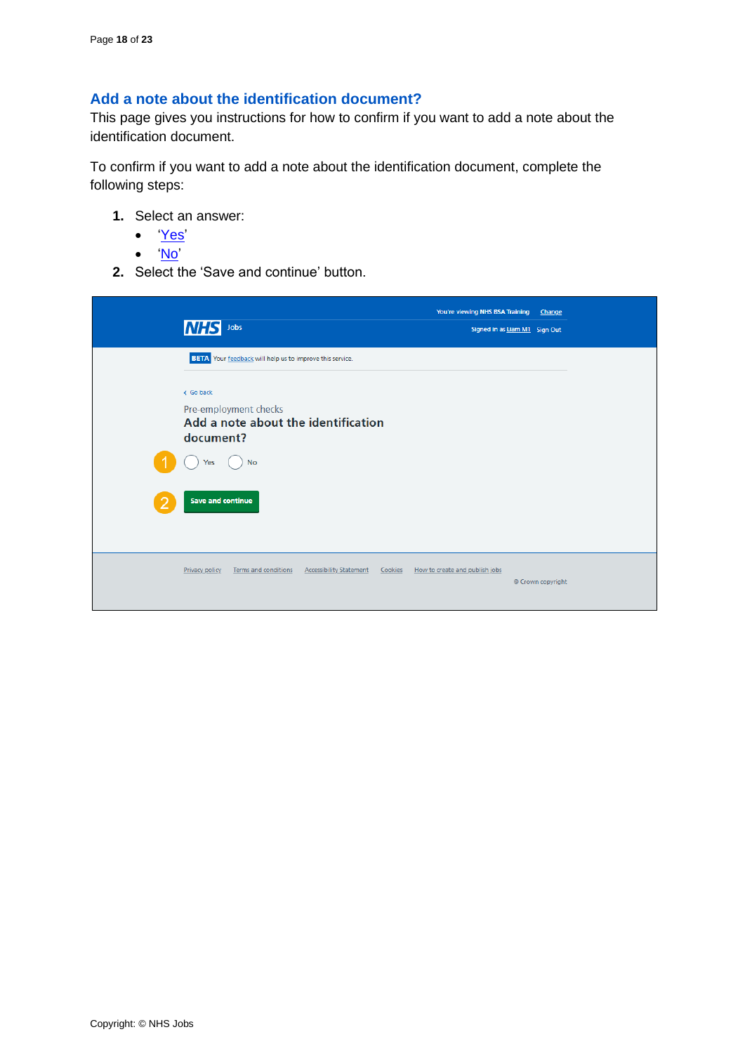## Add a note about the identification document?

This page gives you instructions for how to confirm if you want to add a note about the identification document.

To confirm if you want to add a note about the identification document, complete the following steps:

1. Select an answer:
    - 'Yes'
    - 'No'
2. Select the 'Save and continue' button.

You're viewing NHS BSA Training Change

NHS Jobs

Signed in as Liam M1 Sign Out

BETA Your feedback will help us to improve this service.

< Go back

Pre-employment checks

**Add a note about the identification document?**

1 ◯ Yes ◯ No

2 Save and continue

Privacy policy Terms and conditions Accessibility Statement Cookies How to create and publish jobs

© Crown copyright

Copyright: © NHS Jobs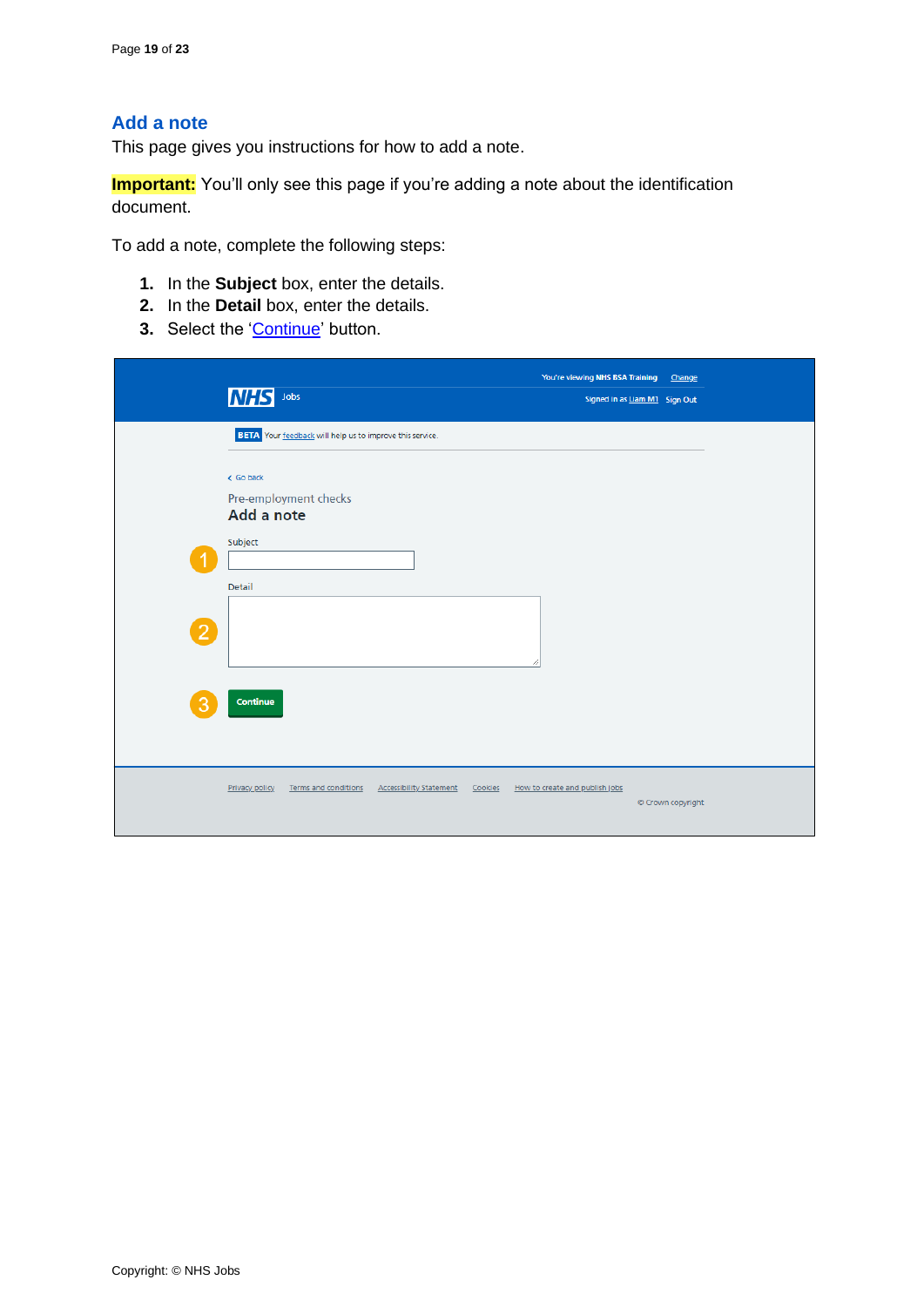## Add a note

This page gives you instructions for how to add a note.

**Important:** You'll only see this page if you're adding a note about the identification document.

To add a note, complete the following steps:

1. In the **Subject** box, enter the details.
2. In the **Detail** box, enter the details.
3. Select the 'Continue' button.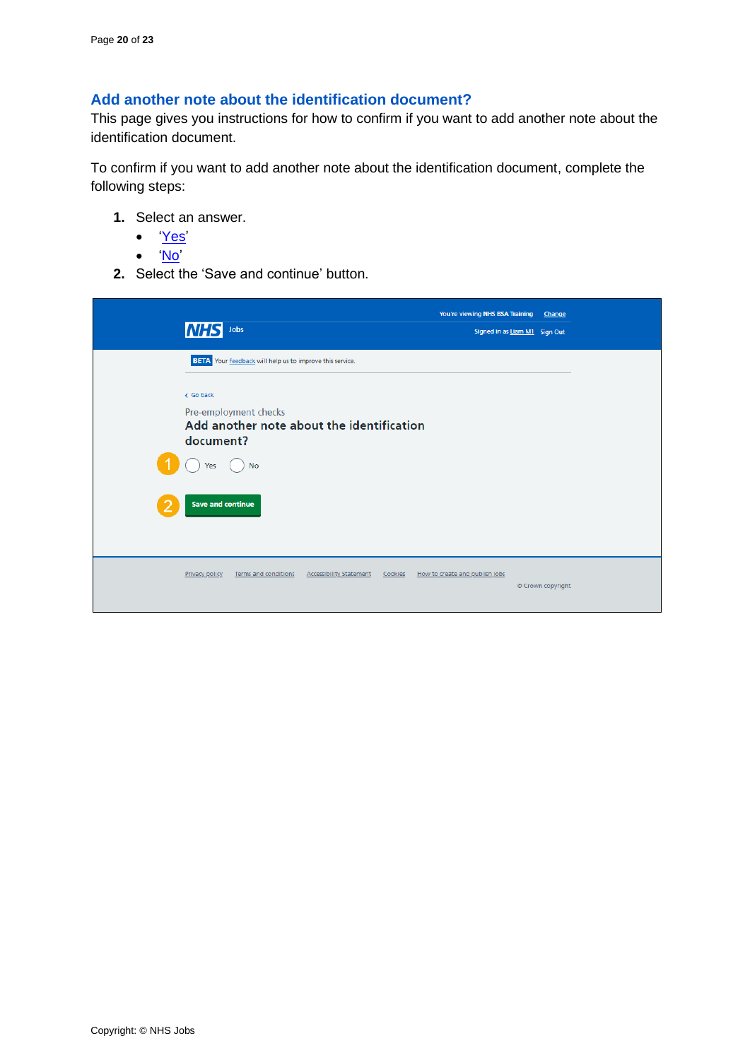## Add another note about the identification document?

This page gives you instructions for how to confirm if you want to add another note about the identification document.

To confirm if you want to add another note about the identification document, complete the following steps:

1. Select an answer.
   - 'Yes'
   - 'No'
2. Select the 'Save and continue' button.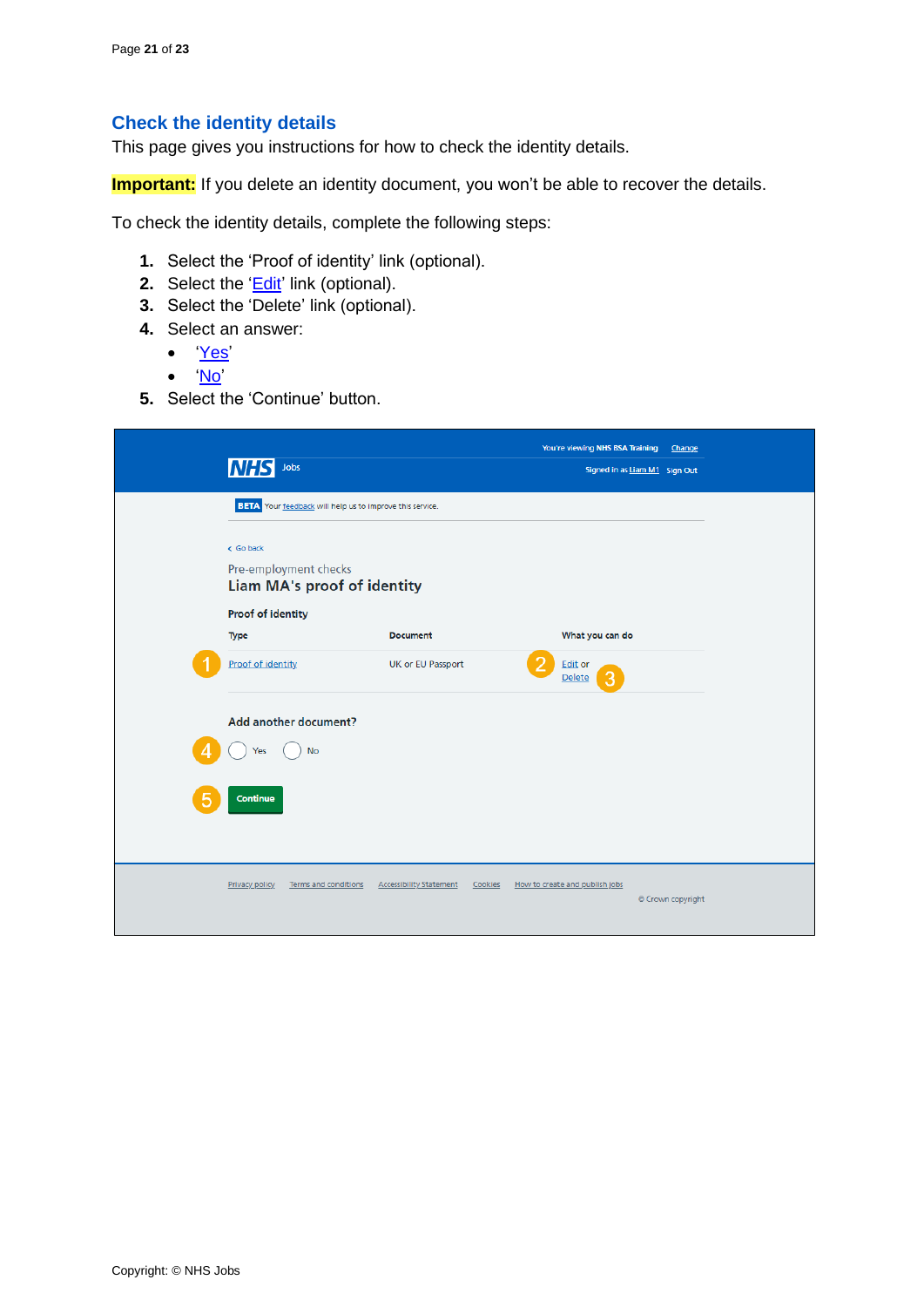## Check the identity details

This page gives you instructions for how to check the identity details.

**Important:** If you delete an identity document, you won't be able to recover the details.

To check the identity details, complete the following steps:

1. Select the 'Proof of identity' link (optional).
2. Select the 'Edit' link (optional).
3. Select the 'Delete' link (optional).
4. Select an answer:
   - 'Yes'
   - 'No'
5. Select the 'Continue' button.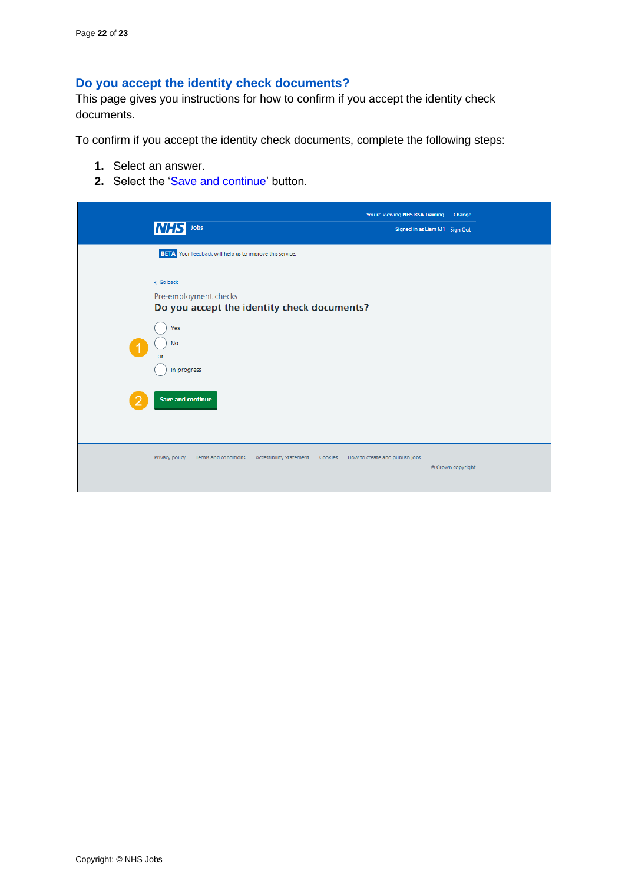## Do you accept the identity check documents?

This page gives you instructions for how to confirm if you accept the identity check documents.

To confirm if you accept the identity check documents, complete the following steps:

1. Select an answer.
2. Select the 'Save and continue' button.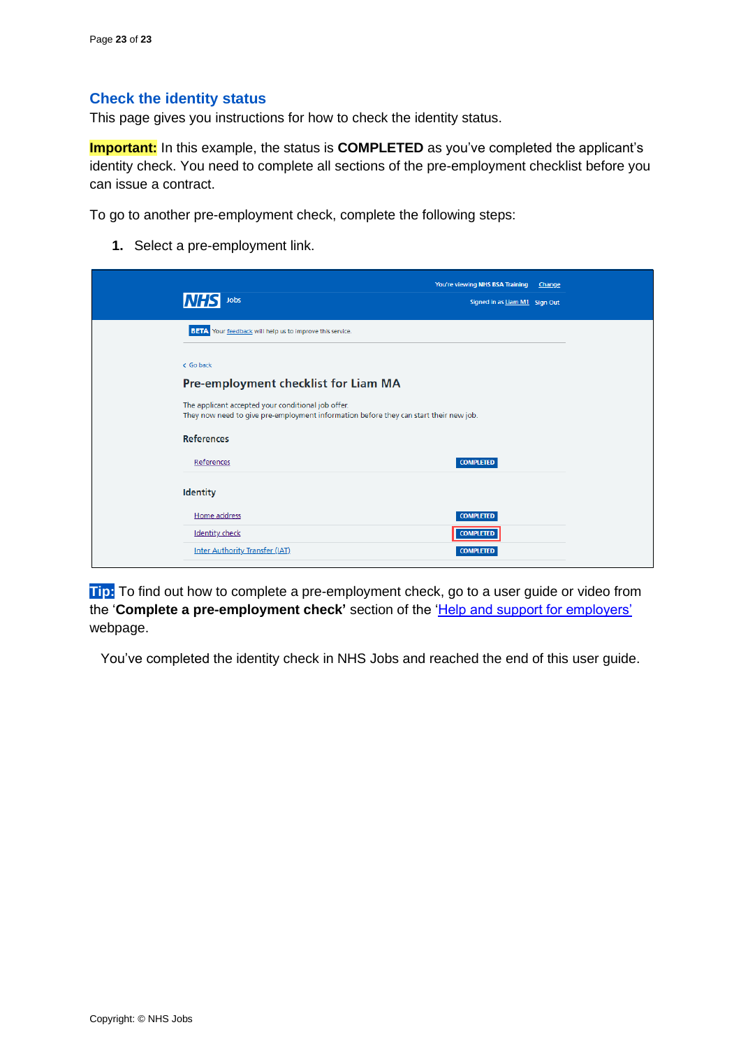## Check the identity status

This page gives you instructions for how to check the identity status.

**Important:** In this example, the status is **COMPLETED** as you've completed the applicant's identity check. You need to complete all sections of the pre-employment checklist before you can issue a contract.

To go to another pre-employment check, complete the following steps:

1. Select a pre-employment link.

**Tip:** To find out how to complete a pre-employment check, go to a user guide or video from the '**Complete a pre-employment check'** section of the 'Help and support for employers' webpage.

You've completed the identity check in NHS Jobs and reached the end of this user guide.